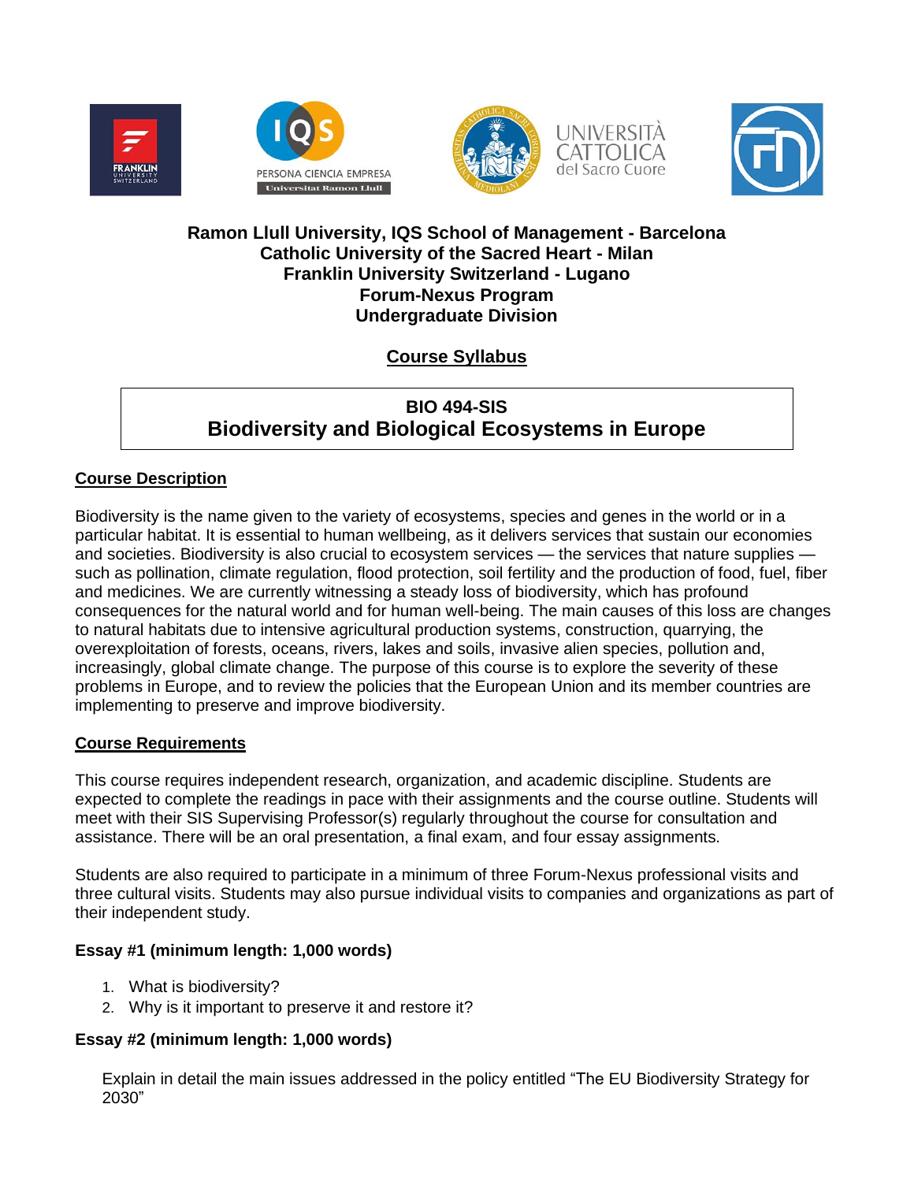**Ramon Llull University, IQS School of Management - Barcelona**
**Catholic University of the Sacred Heart - Milan**
**Franklin University Switzerland - Lugano**
**Forum-Nexus Program**
**Undergraduate Division**

## Course Syllabus

# BIO 494-SIS
# Biodiversity and Biological Ecosystems in Europe

## Course Description

Biodiversity is the name given to the variety of ecosystems, species and genes in the world or in a particular habitat. It is essential to human wellbeing, as it delivers services that sustain our economies and societies. Biodiversity is also crucial to ecosystem services — the services that nature supplies — such as pollination, climate regulation, flood protection, soil fertility and the production of food, fuel, fiber and medicines. We are currently witnessing a steady loss of biodiversity, which has profound consequences for the natural world and for human well-being. The main causes of this loss are changes to natural habitats due to intensive agricultural production systems, construction, quarrying, the overexploitation of forests, oceans, rivers, lakes and soils, invasive alien species, pollution and, increasingly, global climate change. The purpose of this course is to explore the severity of these problems in Europe, and to review the policies that the European Union and its member countries are implementing to preserve and improve biodiversity.

## Course Requirements

This course requires independent research, organization, and academic discipline. Students are expected to complete the readings in pace with their assignments and the course outline. Students will meet with their SIS Supervising Professor(s) regularly throughout the course for consultation and assistance. There will be an oral presentation, a final exam, and four essay assignments.

Students are also required to participate in a minimum of three Forum-Nexus professional visits and three cultural visits. Students may also pursue individual visits to companies and organizations as part of their independent study.

### Essay #1 (minimum length: 1,000 words)

1. What is biodiversity?
2. Why is it important to preserve it and restore it?

### Essay #2 (minimum length: 1,000 words)

Explain in detail the main issues addressed in the policy entitled “The EU Biodiversity Strategy for 2030”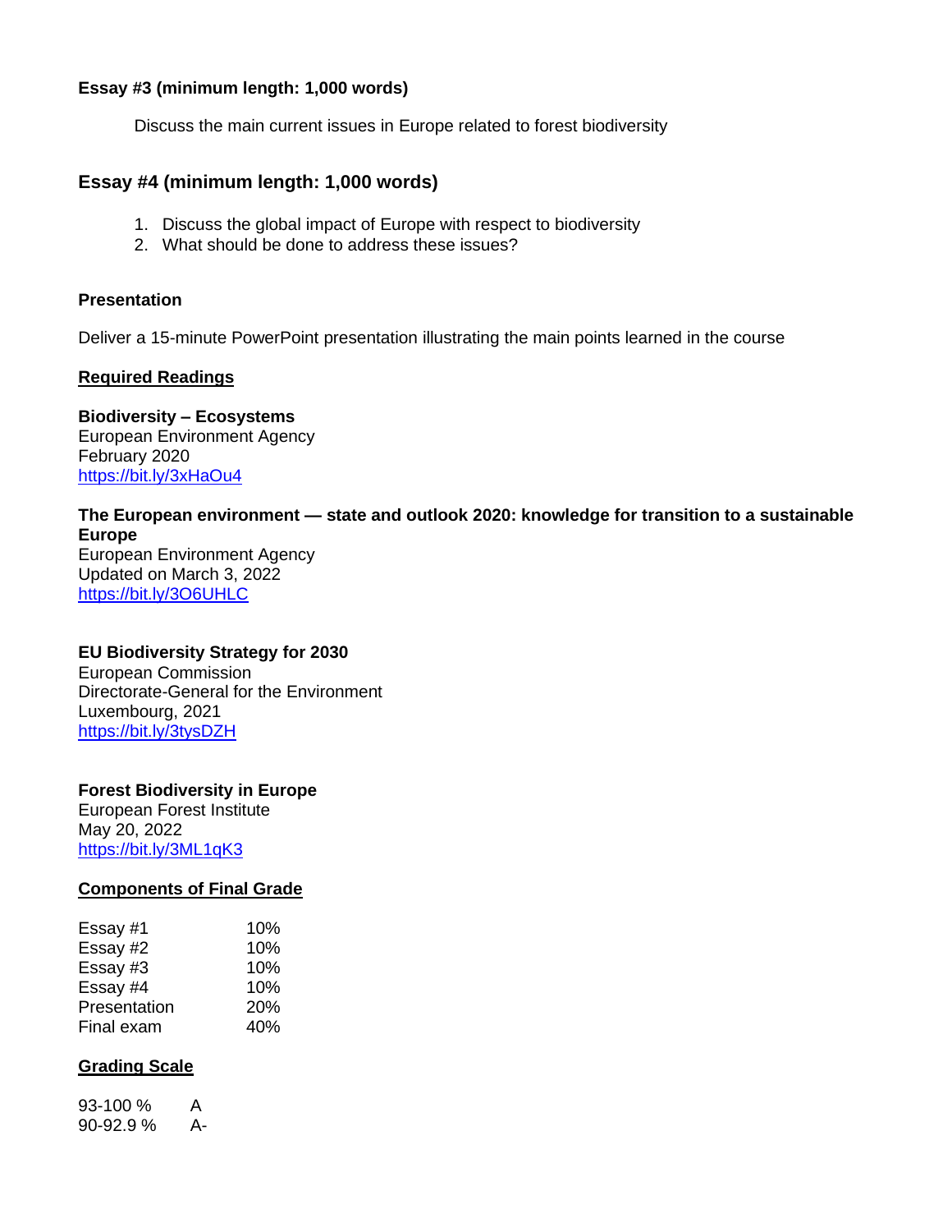**Essay #3 (minimum length: 1,000 words)**

Discuss the main current issues in Europe related to forest biodiversity

### Essay #4 (minimum length: 1,000 words)

1. Discuss the global impact of Europe with respect to biodiversity
2. What should be done to address these issues?

**Presentation**

Deliver a 15-minute PowerPoint presentation illustrating the main points learned in the course

## Required Readings

**Biodiversity – Ecosystems**
European Environment Agency
February 2020
https://bit.ly/3xHaOu4

**The European environment — state and outlook 2020: knowledge for transition to a sustainable Europe**
European Environment Agency
Updated on March 3, 2022
https://bit.ly/3O6UHLC

**EU Biodiversity Strategy for 2030**
European Commission
Directorate-General for the Environment
Luxembourg, 2021
https://bit.ly/3tysDZH

**Forest Biodiversity in Europe**
European Forest Institute
May 20, 2022
https://bit.ly/3ML1qK3

## Components of Final Grade

| Component | Weight |
|---|---|
| Essay #1 | 10% |
| Essay #2 | 10% |
| Essay #3 | 10% |
| Essay #4 | 10% |
| Presentation | 20% |
| Final exam | 40% |

## Grading Scale

| Range | Grade |
|---|---|
| 93-100 % | A |
| 90-92.9 % | A- |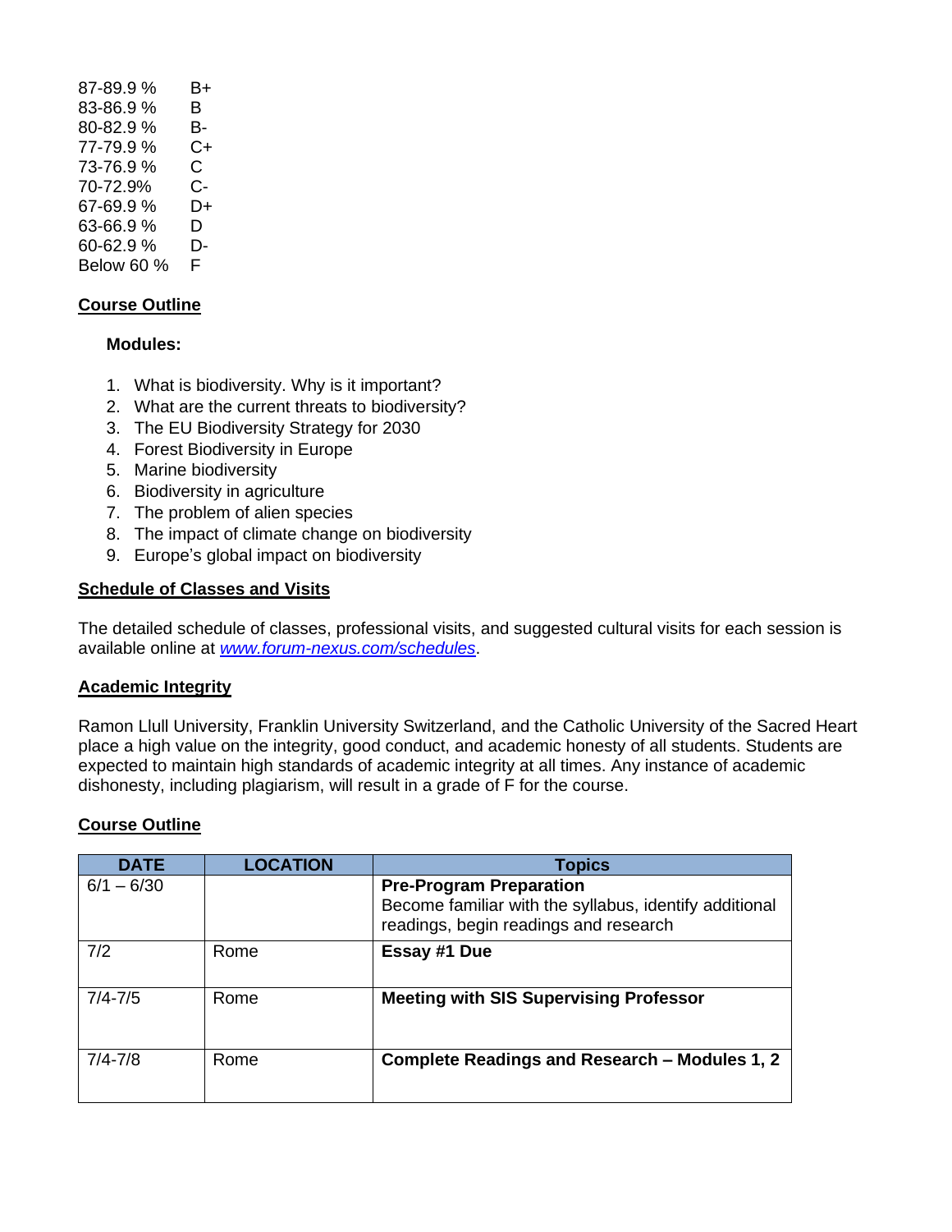| | |
|---|---|
| 87-89.9 % | B+ |
| 83-86.9 % | B |
| 80-82.9 % | B- |
| 77-79.9 % | C+ |
| 73-76.9 % | C |
| 70-72.9% | C- |
| 67-69.9 % | D+ |
| 63-66.9 % | D |
| 60-62.9 % | D- |
| Below 60 % | F |

## Course Outline

**Modules:**

1. What is biodiversity. Why is it important?
2. What are the current threats to biodiversity?
3. The EU Biodiversity Strategy for 2030
4. Forest Biodiversity in Europe
5. Marine biodiversity
6. Biodiversity in agriculture
7. The problem of alien species
8. The impact of climate change on biodiversity
9. Europe's global impact on biodiversity

## Schedule of Classes and Visits

The detailed schedule of classes, professional visits, and suggested cultural visits for each session is available online at [www.forum-nexus.com/schedules](www.forum-nexus.com/schedules).

## Academic Integrity

Ramon Llull University, Franklin University Switzerland, and the Catholic University of the Sacred Heart place a high value on the integrity, good conduct, and academic honesty of all students. Students are expected to maintain high standards of academic integrity at all times. Any instance of academic dishonesty, including plagiarism, will result in a grade of F for the course.

## Course Outline

| DATE | LOCATION | Topics |
|---|---|---|
| 6/1 – 6/30 | | **Pre-Program Preparation** Become familiar with the syllabus, identify additional readings, begin readings and research |
| 7/2 | Rome | **Essay #1 Due** |
| 7/4-7/5 | Rome | **Meeting with SIS Supervising Professor** |
| 7/4-7/8 | Rome | **Complete Readings and Research – Modules 1, 2** |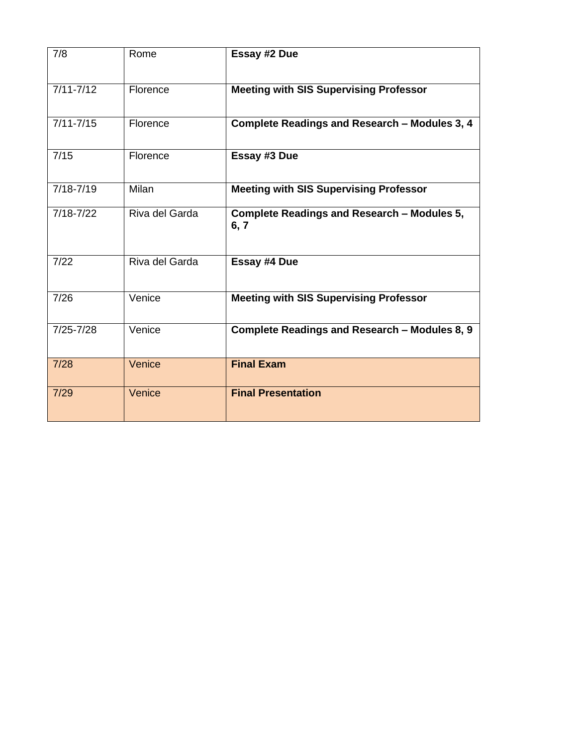| | | |
|---|---|---|
| 7/8 | Rome | **Essay #2 Due** |
| 7/11-7/12 | Florence | **Meeting with SIS Supervising Professor** |
| 7/11-7/15 | Florence | **Complete Readings and Research – Modules 3, 4** |
| 7/15 | Florence | **Essay #3 Due** |
| 7/18-7/19 | Milan | **Meeting with SIS Supervising Professor** |
| 7/18-7/22 | Riva del Garda | **Complete Readings and Research – Modules 5, 6, 7** |
| 7/22 | Riva del Garda | **Essay #4 Due** |
| 7/26 | Venice | **Meeting with SIS Supervising Professor** |
| 7/25-7/28 | Venice | **Complete Readings and Research – Modules 8, 9** |
| 7/28 | Venice | **Final Exam** |
| 7/29 | Venice | **Final Presentation** |